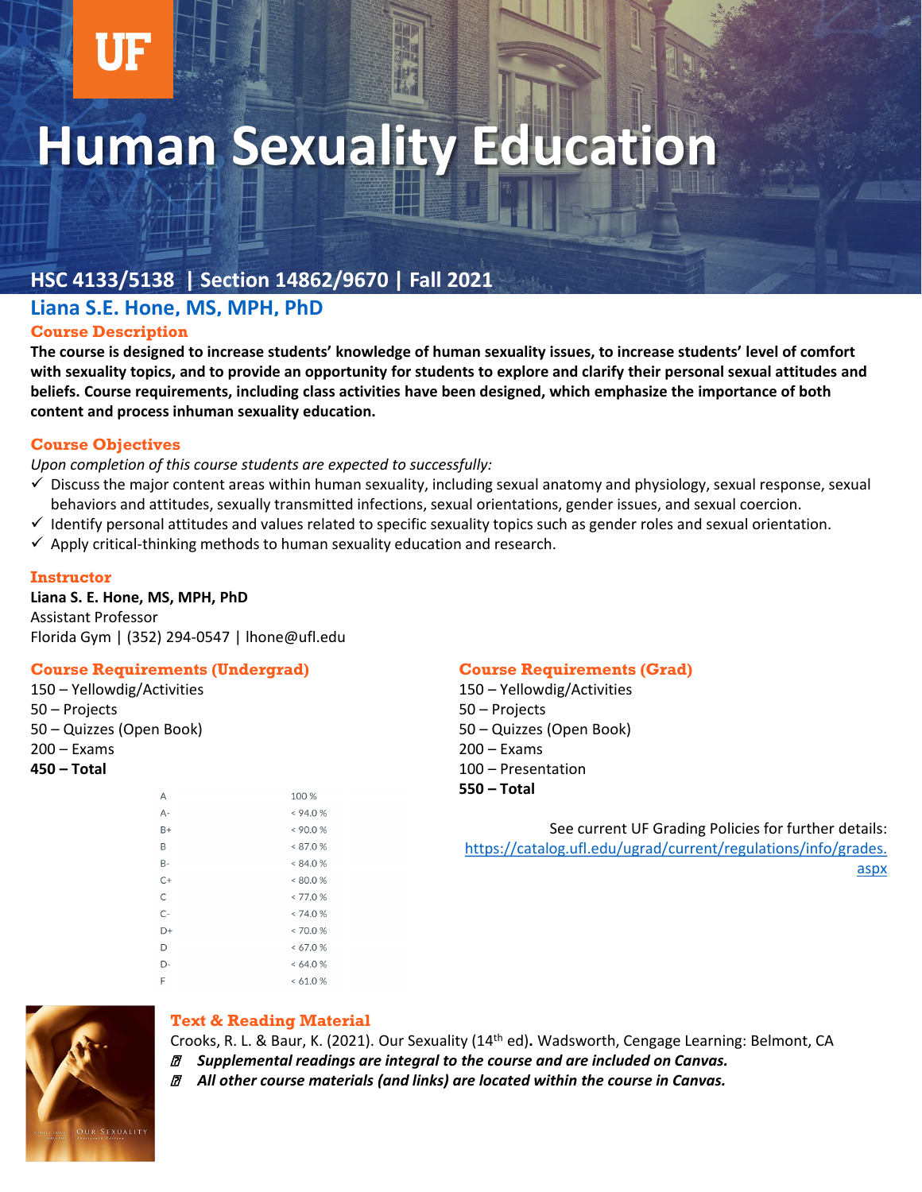# Human Sexuality Education

## HSC 4133/5138 | Section 14862/9670 | Fall 2021

## Liana S.E. Hone, MS, MPH, PhD

### Course Description

**The course is designed to increase students' knowledge of human sexuality issues, to increase students' level of comfort with sexuality topics, and to provide an opportunity for students to explore and clarify their personal sexual attitudes and beliefs. Course requirements, including class activities have been designed, which emphasize the importance of both content and process inhuman sexuality education.**

### Course Objectives

*Upon completion of this course students are expected to successfully:*

- ✓ Discuss the major content areas within human sexuality, including sexual anatomy and physiology, sexual response, sexual behaviors and attitudes, sexually transmitted infections, sexual orientations, gender issues, and sexual coercion.
- ✓ Identify personal attitudes and values related to specific sexuality topics such as gender roles and sexual orientation.
- ✓ Apply critical-thinking methods to human sexuality education and research.

### Instructor

**Liana S. E. Hone, MS, MPH, PhD**
Assistant Professor
Florida Gym | (352) 294-0547 | lhone@ufl.edu

### Course Requirements (Undergrad)

150 – Yellowdig/Activities
50 – Projects
50 – Quizzes (Open Book)
200 – Exams
**450 – Total**

| Grade | Percentage |
|---|---|
| A | 100 % |
| A- | < 94.0 % |
| B+ | < 90.0 % |
| B | < 87.0 % |
| B- | < 84.0 % |
| C+ | < 80.0 % |
| C | < 77.0 % |
| C- | < 74.0 % |
| D+ | < 70.0 % |
| D | < 67.0 % |
| D- | < 64.0 % |
| F | < 61.0 % |

### Course Requirements (Grad)

150 – Yellowdig/Activities
50 – Projects
50 – Quizzes (Open Book)
200 – Exams
100 – Presentation
**550 – Total**

See current UF Grading Policies for further details: https://catalog.ufl.edu/ugrad/current/regulations/info/grades.aspx

### Text & Reading Material

Crooks, R. L. & Baur, K. (2021). Our Sexuality (14th ed)**.** Wadsworth, Cengage Learning: Belmont, CA

- ***Supplemental readings are integral to the course and are included on Canvas.***
- ***All other course materials (and links) are located within the course in Canvas.***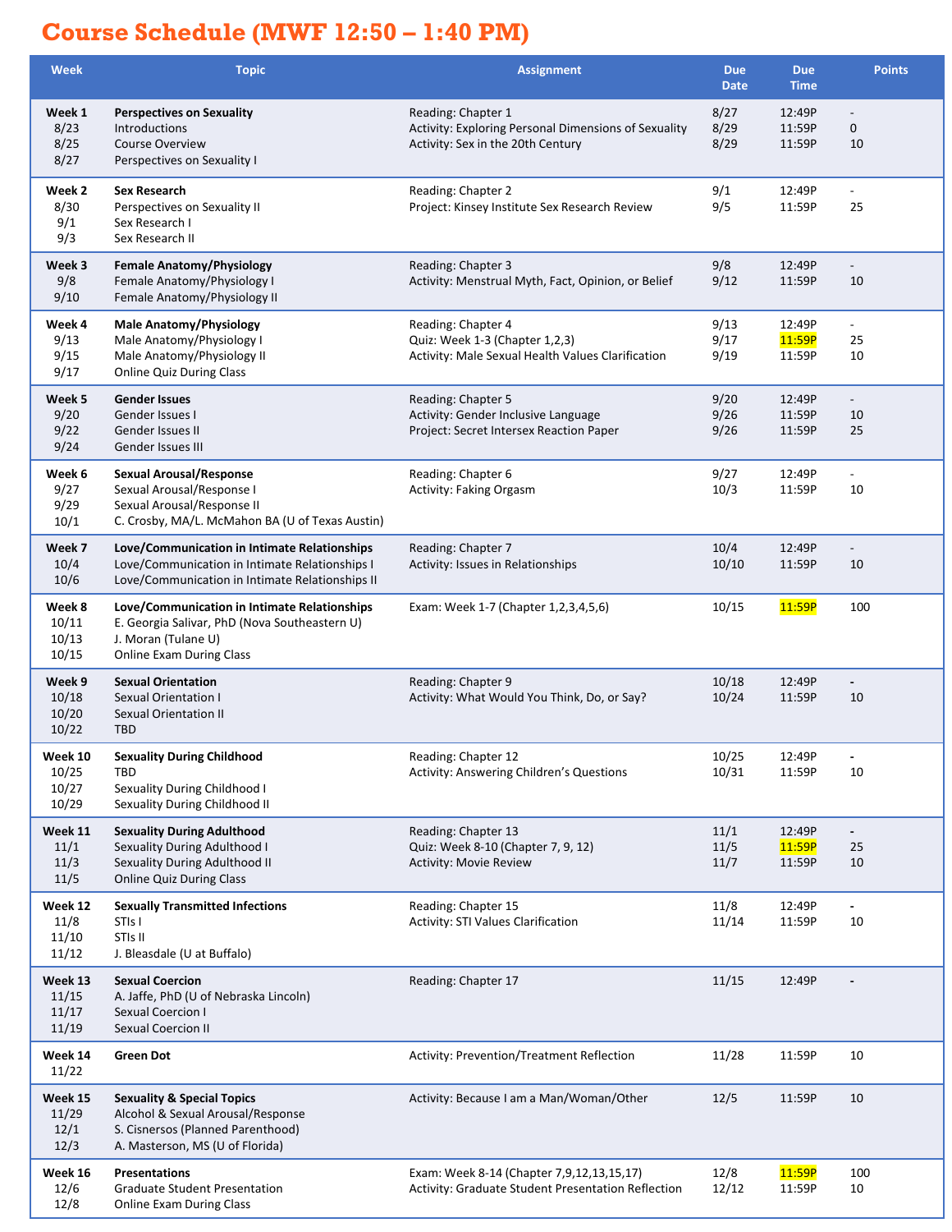# Course Schedule (MWF 12:50 – 1:40 PM)

| Week | Topic | Assignment | Due Date | Due Time | Points |
|---|---|---|---|---|---|
| **Week 1**<br>8/23<br>8/25<br>8/27 | **Perspectives on Sexuality**<br>Introductions<br>Course Overview<br>Perspectives on Sexuality I | Reading: Chapter 1<br>Activity: Exploring Personal Dimensions of Sexuality<br>Activity: Sex in the 20th Century | 8/27<br>8/29<br>8/29 | 12:49P<br>11:59P<br>11:59P | -<br>0<br>10 |
| **Week 2**<br>8/30<br>9/1<br>9/3 | **Sex Research**<br>Perspectives on Sexuality II<br>Sex Research I<br>Sex Research II | Reading: Chapter 2<br>Project: Kinsey Institute Sex Research Review | 9/1<br>9/5 | 12:49P<br>11:59P | -<br>25 |
| **Week 3**<br>9/8<br>9/10 | **Female Anatomy/Physiology**<br>Female Anatomy/Physiology I<br>Female Anatomy/Physiology II | Reading: Chapter 3<br>Activity: Menstrual Myth, Fact, Opinion, or Belief | 9/8<br>9/12 | 12:49P<br>11:59P | -<br>10 |
| **Week 4**<br>9/13<br>9/15<br>9/17 | **Male Anatomy/Physiology**<br>Male Anatomy/Physiology I<br>Male Anatomy/Physiology II<br>Online Quiz During Class | Reading: Chapter 4<br>Quiz: Week 1-3 (Chapter 1,2,3)<br>Activity: Male Sexual Health Values Clarification | 9/13<br>9/17<br>9/19 | 12:49P<br>11:59P<br>11:59P | -<br>25<br>10 |
| **Week 5**<br>9/20<br>9/22<br>9/24 | **Gender Issues**<br>Gender Issues I<br>Gender Issues II<br>Gender Issues III | Reading: Chapter 5<br>Activity: Gender Inclusive Language<br>Project: Secret Intersex Reaction Paper | 9/20<br>9/26<br>9/26 | 12:49P<br>11:59P<br>11:59P | -<br>10<br>25 |
| **Week 6**<br>9/27<br>9/29<br>10/1 | **Sexual Arousal/Response**<br>Sexual Arousal/Response I<br>Sexual Arousal/Response II<br>C. Crosby, MA/L. McMahon BA (U of Texas Austin) | Reading: Chapter 6<br>Activity: Faking Orgasm | 9/27<br>10/3 | 12:49P<br>11:59P | -<br>10 |
| **Week 7**<br>10/4<br>10/6 | **Love/Communication in Intimate Relationships**<br>Love/Communication in Intimate Relationships I<br>Love/Communication in Intimate Relationships II | Reading: Chapter 7<br>Activity: Issues in Relationships | 10/4<br>10/10 | 12:49P<br>11:59P | -<br>10 |
| **Week 8**<br>10/11<br>10/13<br>10/15 | **Love/Communication in Intimate Relationships**<br>E. Georgia Salivar, PhD (Nova Southeastern U)<br>J. Moran (Tulane U)<br>Online Exam During Class | Exam: Week 1-7 (Chapter 1,2,3,4,5,6) | 10/15 | 11:59P | 100 |
| **Week 9**<br>10/18<br>10/20<br>10/22 | **Sexual Orientation**<br>Sexual Orientation I<br>Sexual Orientation II<br>TBD | Reading: Chapter 9<br>Activity: What Would You Think, Do, or Say? | 10/18<br>10/24 | 12:49P<br>11:59P | -<br>10 |
| **Week 10**<br>10/25<br>10/27<br>10/29 | **Sexuality During Childhood**<br>TBD<br>Sexuality During Childhood I<br>Sexuality During Childhood II | Reading: Chapter 12<br>Activity: Answering Children's Questions | 10/25<br>10/31 | 12:49P<br>11:59P | -<br>10 |
| **Week 11**<br>11/1<br>11/3<br>11/5 | **Sexuality During Adulthood**<br>Sexuality During Adulthood I<br>Sexuality During Adulthood II<br>Online Quiz During Class | Reading: Chapter 13<br>Quiz: Week 8-10 (Chapter 7, 9, 12)<br>Activity: Movie Review | 11/1<br>11/5<br>11/7 | 12:49P<br>11:59P<br>11:59P | -<br>25<br>10 |
| **Week 12**<br>11/8<br>11/10<br>11/12 | **Sexually Transmitted Infections**<br>STIs I<br>STIs II<br>J. Bleasdale (U at Buffalo) | Reading: Chapter 15<br>Activity: STI Values Clarification | 11/8<br>11/14 | 12:49P<br>11:59P | -<br>10 |
| **Week 13**<br>11/15<br>11/17<br>11/19 | **Sexual Coercion**<br>A. Jaffe, PhD (U of Nebraska Lincoln)<br>Sexual Coercion I<br>Sexual Coercion II | Reading: Chapter 17 | 11/15 | 12:49P | - |
| **Week 14**<br>11/22 | **Green Dot** | Activity: Prevention/Treatment Reflection | 11/28 | 11:59P | 10 |
| **Week 15**<br>11/29<br>12/1<br>12/3 | **Sexuality & Special Topics**<br>Alcohol & Sexual Arousal/Response<br>S. Cisnersos (Planned Parenthood)<br>A. Masterson, MS (U of Florida) | Activity: Because I am a Man/Woman/Other | 12/5 | 11:59P | 10 |
| **Week 16**<br>12/6<br>12/8 | **Presentations**<br>Graduate Student Presentation<br>Online Exam During Class | Exam: Week 8-14 (Chapter 7,9,12,13,15,17)<br>Activity: Graduate Student Presentation Reflection | 12/8<br>12/12 | 11:59P<br>11:59P | 100<br>10 |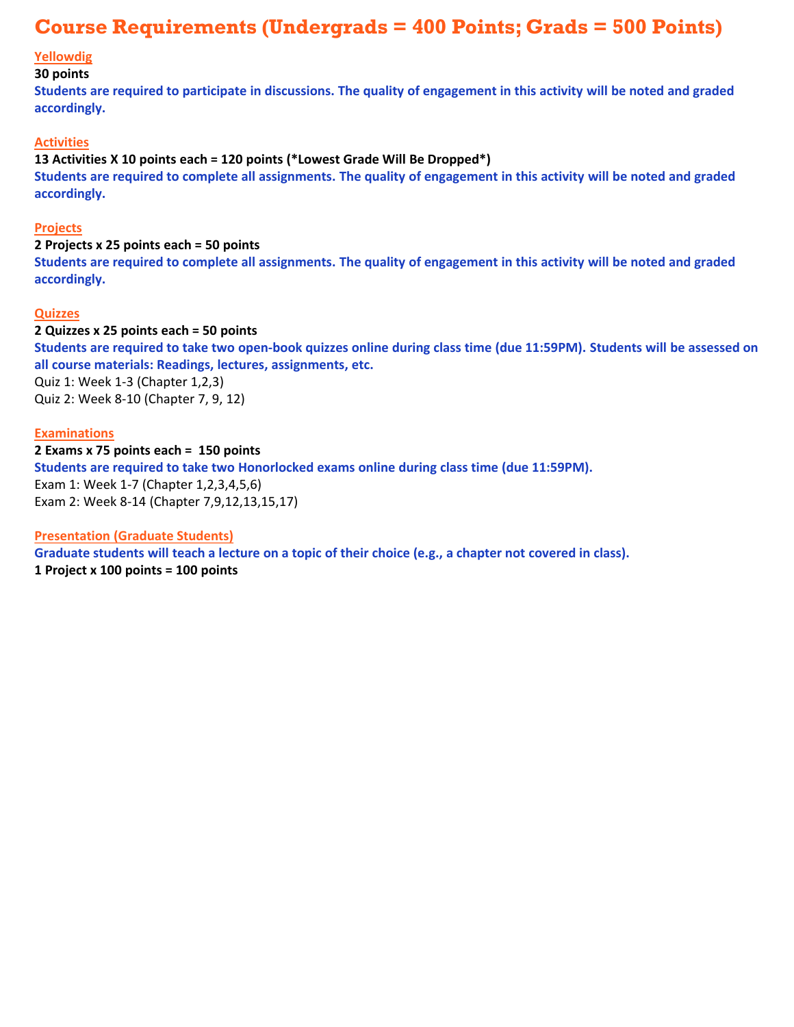# Course Requirements (Undergrads = 400 Points; Grads = 500 Points)

## Yellowdig

**30 points**

**Students are required to participate in discussions. The quality of engagement in this activity will be noted and graded accordingly.**

## Activities

**13 Activities X 10 points each = 120 points (*Lowest Grade Will Be Dropped*)**

**Students are required to complete all assignments. The quality of engagement in this activity will be noted and graded accordingly.**

## Projects

**2 Projects x 25 points each = 50 points**

**Students are required to complete all assignments. The quality of engagement in this activity will be noted and graded accordingly.**

## Quizzes

**2 Quizzes x 25 points each = 50 points**

**Students are required to take two open-book quizzes online during class time (due 11:59PM). Students will be assessed on all course materials: Readings, lectures, assignments, etc.**

Quiz 1: Week 1-3 (Chapter 1,2,3)
Quiz 2: Week 8-10 (Chapter 7, 9, 12)

## Examinations

**2 Exams x 75 points each = 150 points**

**Students are required to take two Honorlocked exams online during class time (due 11:59PM).**

Exam 1: Week 1-7 (Chapter 1,2,3,4,5,6)
Exam 2: Week 8-14 (Chapter 7,9,12,13,15,17)

## Presentation (Graduate Students)

**Graduate students will teach a lecture on a topic of their choice (e.g., a chapter not covered in class).**

**1 Project x 100 points = 100 points**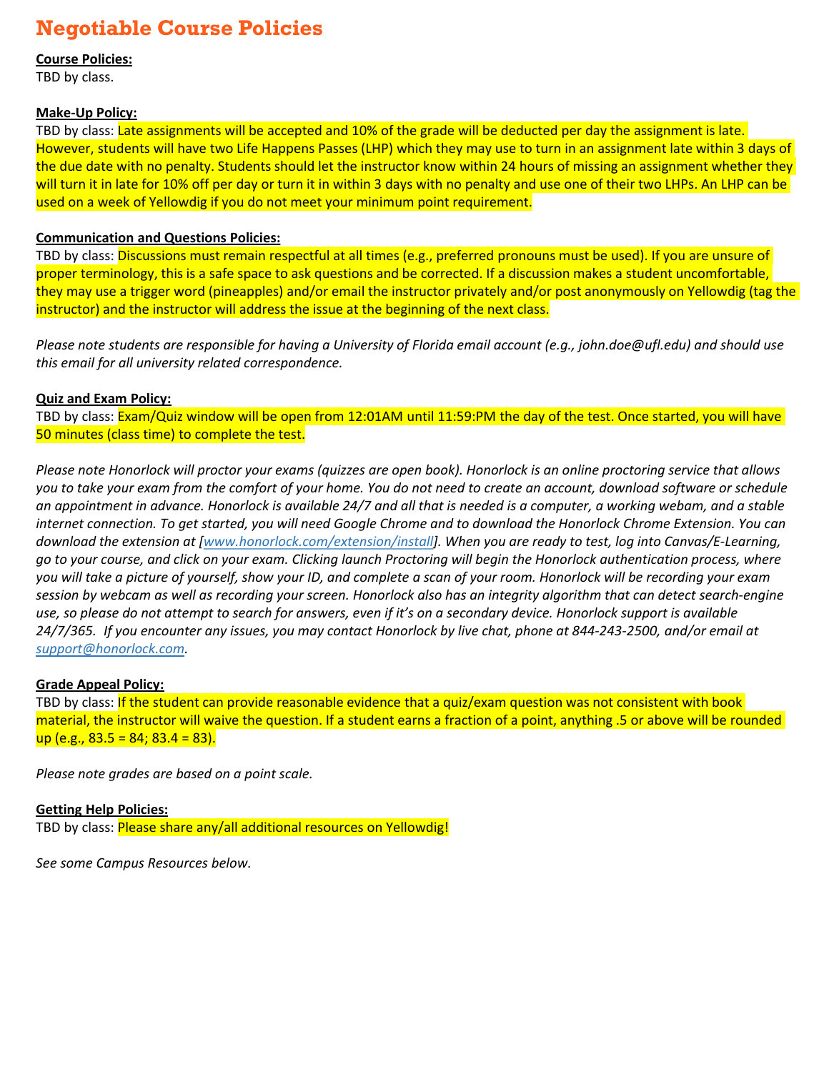# Negotiable Course Policies

**Course Policies:**
TBD by class.

**Make-Up Policy:**
TBD by class: Late assignments will be accepted and 10% of the grade will be deducted per day the assignment is late. However, students will have two Life Happens Passes (LHP) which they may use to turn in an assignment late within 3 days of the due date with no penalty. Students should let the instructor know within 24 hours of missing an assignment whether they will turn it in late for 10% off per day or turn it in within 3 days with no penalty and use one of their two LHPs. An LHP can be used on a week of Yellowdig if you do not meet your minimum point requirement.

**Communication and Questions Policies:**
TBD by class: Discussions must remain respectful at all times (e.g., preferred pronouns must be used). If you are unsure of proper terminology, this is a safe space to ask questions and be corrected. If a discussion makes a student uncomfortable, they may use a trigger word (pineapples) and/or email the instructor privately and/or post anonymously on Yellowdig (tag the instructor) and the instructor will address the issue at the beginning of the next class.

*Please note students are responsible for having a University of Florida email account (e.g., john.doe@ufl.edu) and should use this email for all university related correspondence.*

**Quiz and Exam Policy:**
TBD by class: Exam/Quiz window will be open from 12:01AM until 11:59:PM the day of the test. Once started, you will have 50 minutes (class time) to complete the test.

*Please note Honorlock will proctor your exams (quizzes are open book). Honorlock is an online proctoring service that allows you to take your exam from the comfort of your home. You do not need to create an account, download software or schedule an appointment in advance. Honorlock is available 24/7 and all that is needed is a computer, a working webam, and a stable internet connection. To get started, you will need Google Chrome and to download the Honorlock Chrome Extension. You can download the extension at [www.honorlock.com/extension/install]. When you are ready to test, log into Canvas/E-Learning, go to your course, and click on your exam. Clicking launch Proctoring will begin the Honorlock authentication process, where you will take a picture of yourself, show your ID, and complete a scan of your room. Honorlock will be recording your exam session by webcam as well as recording your screen. Honorlock also has an integrity algorithm that can detect search-engine use, so please do not attempt to search for answers, even if it's on a secondary device. Honorlock support is available 24/7/365. If you encounter any issues, you may contact Honorlock by live chat, phone at 844-243-2500, and/or email at support@honorlock.com.*

**Grade Appeal Policy:**
TBD by class: If the student can provide reasonable evidence that a quiz/exam question was not consistent with book material, the instructor will waive the question. If a student earns a fraction of a point, anything .5 or above will be rounded up (e.g., 83.5 = 84; 83.4 = 83).

*Please note grades are based on a point scale.*

**Getting Help Policies:**
TBD by class: Please share any/all additional resources on Yellowdig!

*See some Campus Resources below.*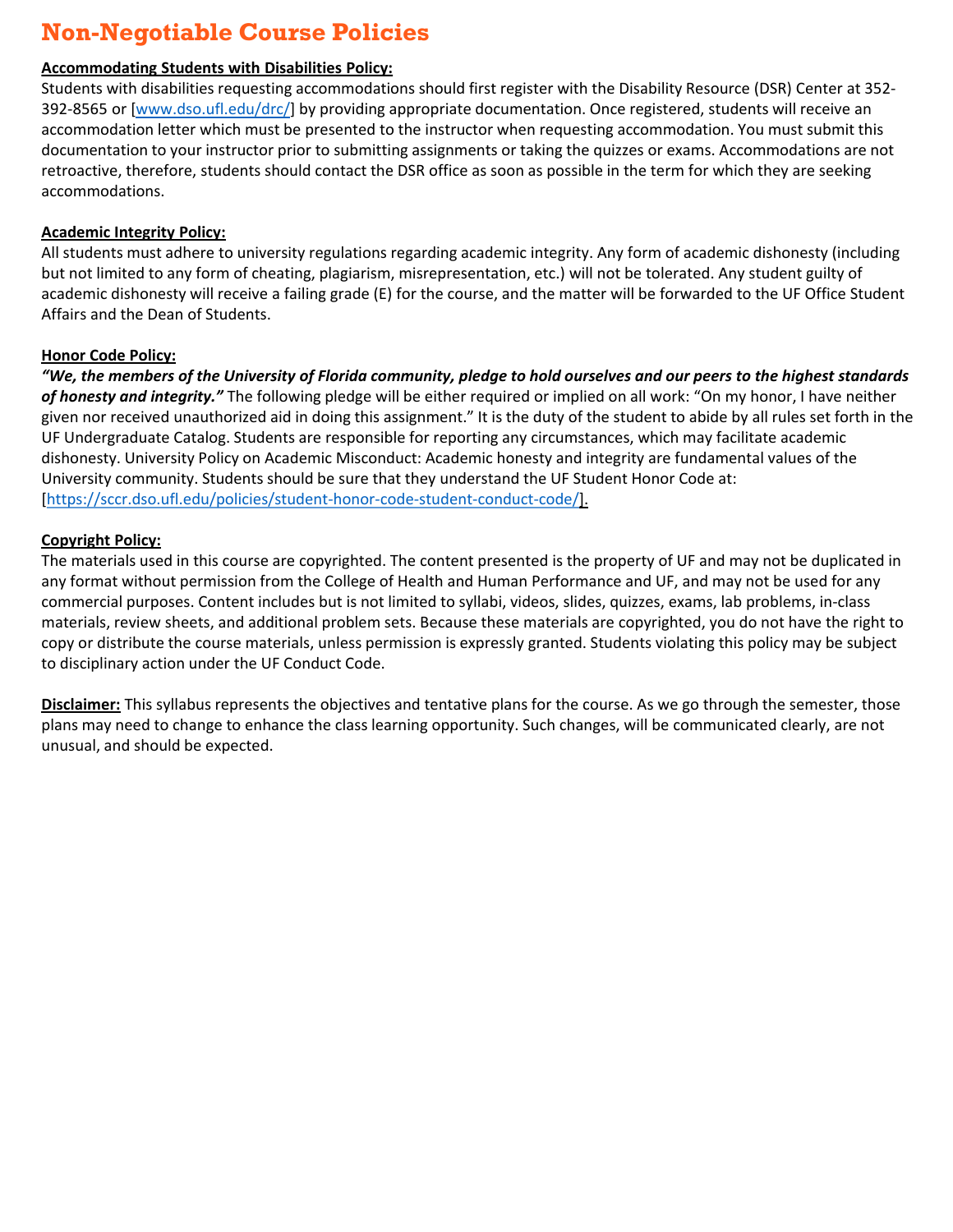# Non-Negotiable Course Policies

**Accommodating Students with Disabilities Policy:**
Students with disabilities requesting accommodations should first register with the Disability Resource (DSR) Center at 352-392-8565 or [www.dso.ufl.edu/drc/] by providing appropriate documentation. Once registered, students will receive an accommodation letter which must be presented to the instructor when requesting accommodation. You must submit this documentation to your instructor prior to submitting assignments or taking the quizzes or exams. Accommodations are not retroactive, therefore, students should contact the DSR office as soon as possible in the term for which they are seeking accommodations.

**Academic Integrity Policy:**
All students must adhere to university regulations regarding academic integrity. Any form of academic dishonesty (including but not limited to any form of cheating, plagiarism, misrepresentation, etc.) will not be tolerated. Any student guilty of academic dishonesty will receive a failing grade (E) for the course, and the matter will be forwarded to the UF Office Student Affairs and the Dean of Students.

**Honor Code Policy:**
***"We, the members of the University of Florida community, pledge to hold ourselves and our peers to the highest standards of honesty and integrity."*** The following pledge will be either required or implied on all work: "On my honor, I have neither given nor received unauthorized aid in doing this assignment." It is the duty of the student to abide by all rules set forth in the UF Undergraduate Catalog. Students are responsible for reporting any circumstances, which may facilitate academic dishonesty. University Policy on Academic Misconduct: Academic honesty and integrity are fundamental values of the University community. Students should be sure that they understand the UF Student Honor Code at: [https://sccr.dso.ufl.edu/policies/student-honor-code-student-conduct-code/].

**Copyright Policy:**
The materials used in this course are copyrighted. The content presented is the property of UF and may not be duplicated in any format without permission from the College of Health and Human Performance and UF, and may not be used for any commercial purposes. Content includes but is not limited to syllabi, videos, slides, quizzes, exams, lab problems, in-class materials, review sheets, and additional problem sets. Because these materials are copyrighted, you do not have the right to copy or distribute the course materials, unless permission is expressly granted. Students violating this policy may be subject to disciplinary action under the UF Conduct Code.

**Disclaimer:** This syllabus represents the objectives and tentative plans for the course. As we go through the semester, those plans may need to change to enhance the class learning opportunity. Such changes, will be communicated clearly, are not unusual, and should be expected.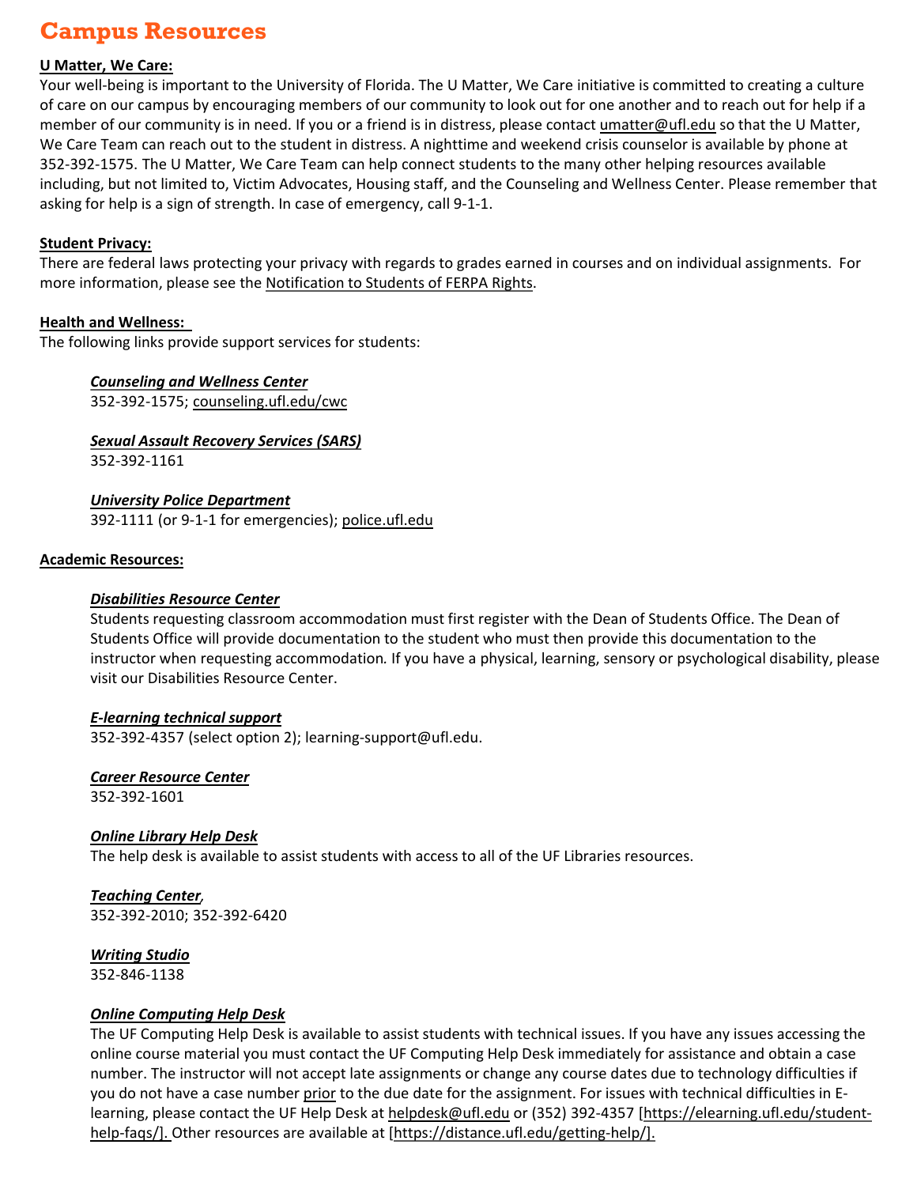# Campus Resources

**U Matter, We Care:**

Your well-being is important to the University of Florida. The U Matter, We Care initiative is committed to creating a culture of care on our campus by encouraging members of our community to look out for one another and to reach out for help if a member of our community is in need. If you or a friend is in distress, please contact umatter@ufl.edu so that the U Matter, We Care Team can reach out to the student in distress. A nighttime and weekend crisis counselor is available by phone at 352-392-1575. The U Matter, We Care Team can help connect students to the many other helping resources available including, but not limited to, Victim Advocates, Housing staff, and the Counseling and Wellness Center. Please remember that asking for help is a sign of strength. In case of emergency, call 9-1-1.

**Student Privacy:**

There are federal laws protecting your privacy with regards to grades earned in courses and on individual assignments. For more information, please see the Notification to Students of FERPA Rights.

**Health and Wellness:**

The following links provide support services for students:

***Counseling and Wellness Center***
352-392-1575; counseling.ufl.edu/cwc

***Sexual Assault Recovery Services (SARS)***
352-392-1161

***University Police Department***
392-1111 (or 9-1-1 for emergencies); police.ufl.edu

**Academic Resources:**

***Disabilities Resource Center***
Students requesting classroom accommodation must first register with the Dean of Students Office. The Dean of Students Office will provide documentation to the student who must then provide this documentation to the instructor when requesting accommodation. If you have a physical, learning, sensory or psychological disability, please visit our Disabilities Resource Center.

***E-learning technical support***
352-392-4357 (select option 2); learning-support@ufl.edu.

***Career Resource Center***
352-392-1601

***Online Library Help Desk***
The help desk is available to assist students with access to all of the UF Libraries resources.

***Teaching Center***,
352-392-2010; 352-392-6420

***Writing Studio***
352-846-1138

***Online Computing Help Desk***
The UF Computing Help Desk is available to assist students with technical issues. If you have any issues accessing the online course material you must contact the UF Computing Help Desk immediately for assistance and obtain a case number. The instructor will not accept late assignments or change any course dates due to technology difficulties if you do not have a case number prior to the due date for the assignment. For issues with technical difficulties in E-learning, please contact the UF Help Desk at helpdesk@ufl.edu or (352) 392-4357 [https://elearning.ufl.edu/student-help-faqs/]. Other resources are available at [https://distance.ufl.edu/getting-help/].